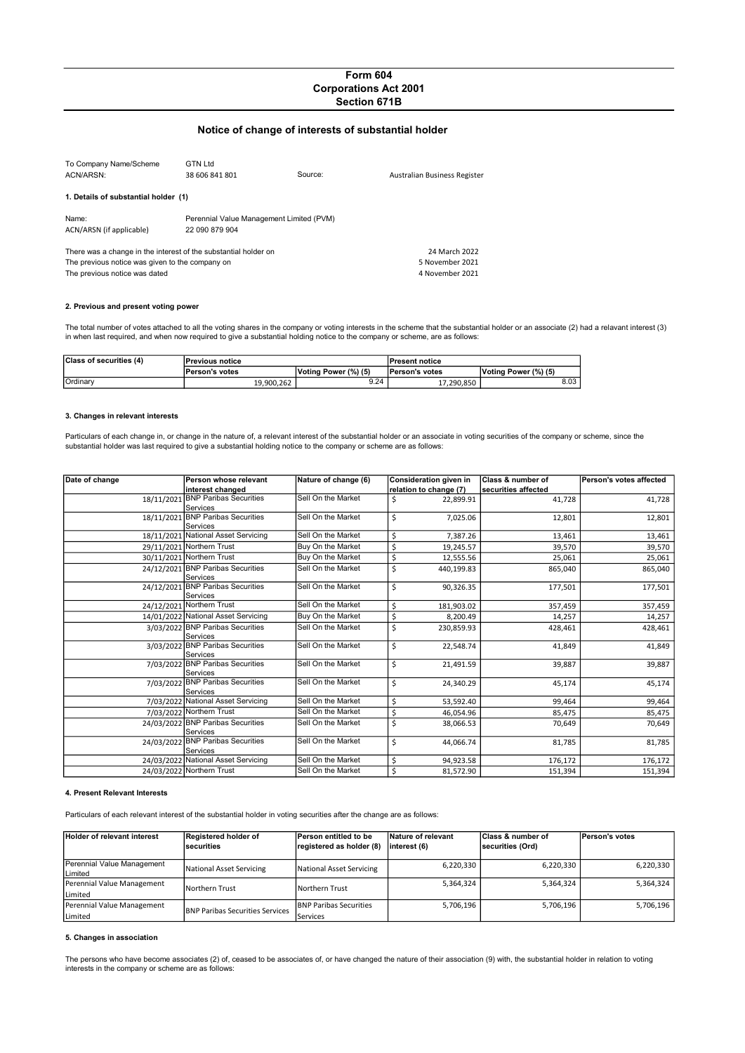# Form 604
## Corporations Act 2001
## Section 671B

### Notice of change of interests of substantial holder

| | | | |
|---|---|---|---|
| To Company Name/Scheme | GTN Ltd | | |
| ACN/ARSN: | 38 606 841 801 | Source: | Australian Business Register |

**1. Details of substantial holder (1)**

| | |
|---|---|
| Name: | Perennial Value Management Limited (PVM) |
| ACN/ARSN (if applicable) | 22 090 879 904 |

| | |
|---|---|
| There was a change in the interest of the substantial holder on | 24 March 2022 |
| The previous notice was given to the company on | 5 November 2021 |
| The previous notice was dated | 4 November 2021 |

**2. Previous and present voting power**

The total number of votes attached to all the voting shares in the company or voting interests in the scheme that the substantial holder or an associate (2) had a relavant interest (3) in when last required, and when now required to give a substantial holding notice to the company or scheme, are as follows:

| Class of securities (4) | Previous notice | | Present notice | |
|---|---|---|---|---|
| | Person's votes | Voting Power (%) (5) | Person's votes | Voting Power (%) (5) |
| Ordinary | 19,900,262 | 9.24 | 17,290,850 | 8.03 |

**3. Changes in relevant interests**

Particulars of each change in, or change in the nature of, a relevant interest of the substantial holder or an associate in voting securities of the company or scheme, since the substantial holder was last required to give a substantial holding notice to the company or scheme are as follows:

| Date of change | Person whose relevant interest changed | Nature of change (6) | Consideration given in relation to change (7) | Class & number of securities affected | Person's votes affected |
|---|---|---|---|---|---|
| 18/11/2021 | BNP Paribas Securities Services | Sell On the Market | $ 22,899.91 | 41,728 | 41,728 |
| 18/11/2021 | BNP Paribas Securities Services | Sell On the Market | $ 7,025.06 | 12,801 | 12,801 |
| 18/11/2021 | National Asset Servicing | Sell On the Market | $ 7,387.26 | 13,461 | 13,461 |
| 29/11/2021 | Northern Trust | Buy On the Market | $ 19,245.57 | 39,570 | 39,570 |
| 30/11/2021 | Northern Trust | Buy On the Market | $ 12,555.56 | 25,061 | 25,061 |
| 24/12/2021 | BNP Paribas Securities Services | Sell On the Market | $ 440,199.83 | 865,040 | 865,040 |
| 24/12/2021 | BNP Paribas Securities Services | Sell On the Market | $ 90,326.35 | 177,501 | 177,501 |
| 24/12/2021 | Northern Trust | Sell On the Market | $ 181,903.02 | 357,459 | 357,459 |
| 14/01/2022 | National Asset Servicing | Buy On the Market | $ 8,200.49 | 14,257 | 14,257 |
| 3/03/2022 | BNP Paribas Securities Services | Sell On the Market | $ 230,859.93 | 428,461 | 428,461 |
| 3/03/2022 | BNP Paribas Securities Services | Sell On the Market | $ 22,548.74 | 41,849 | 41,849 |
| 7/03/2022 | BNP Paribas Securities Services | Sell On the Market | $ 21,491.59 | 39,887 | 39,887 |
| 7/03/2022 | BNP Paribas Securities Services | Sell On the Market | $ 24,340.29 | 45,174 | 45,174 |
| 7/03/2022 | National Asset Servicing | Sell On the Market | $ 53,592.40 | 99,464 | 99,464 |
| 7/03/2022 | Northern Trust | Sell On the Market | $ 46,054.96 | 85,475 | 85,475 |
| 24/03/2022 | BNP Paribas Securities Services | Sell On the Market | $ 38,066.53 | 70,649 | 70,649 |
| 24/03/2022 | BNP Paribas Securities Services | Sell On the Market | $ 44,066.74 | 81,785 | 81,785 |
| 24/03/2022 | National Asset Servicing | Sell On the Market | $ 94,923.58 | 176,172 | 176,172 |
| 24/03/2022 | Northern Trust | Sell On the Market | $ 81,572.90 | 151,394 | 151,394 |

**4. Present Relevant Interests**

Particulars of each relevant interest of the substantial holder in voting securities after the change are as follows:

| Holder of relevant interest | Registered holder of securities | Person entitled to be registered as holder (8) | Nature of relevant interest (6) | Class & number of securities (Ord) | Person's votes |
|---|---|---|---|---|---|
| Perennial Value Management Limited | National Asset Servicing | National Asset Servicing | 6,220,330 | 6,220,330 | 6,220,330 |
| Perennial Value Management Limited | Northern Trust | Northern Trust | 5,364,324 | 5,364,324 | 5,364,324 |
| Perennial Value Management Limited | BNP Paribas Securities Services | BNP Paribas Securities Services | 5,706,196 | 5,706,196 | 5,706,196 |

**5. Changes in association**

The persons who have become associates (2) of, ceased to be associates of, or have changed the nature of their association (9) with, the substantial holder in relation to voting interests in the company or scheme are as follows: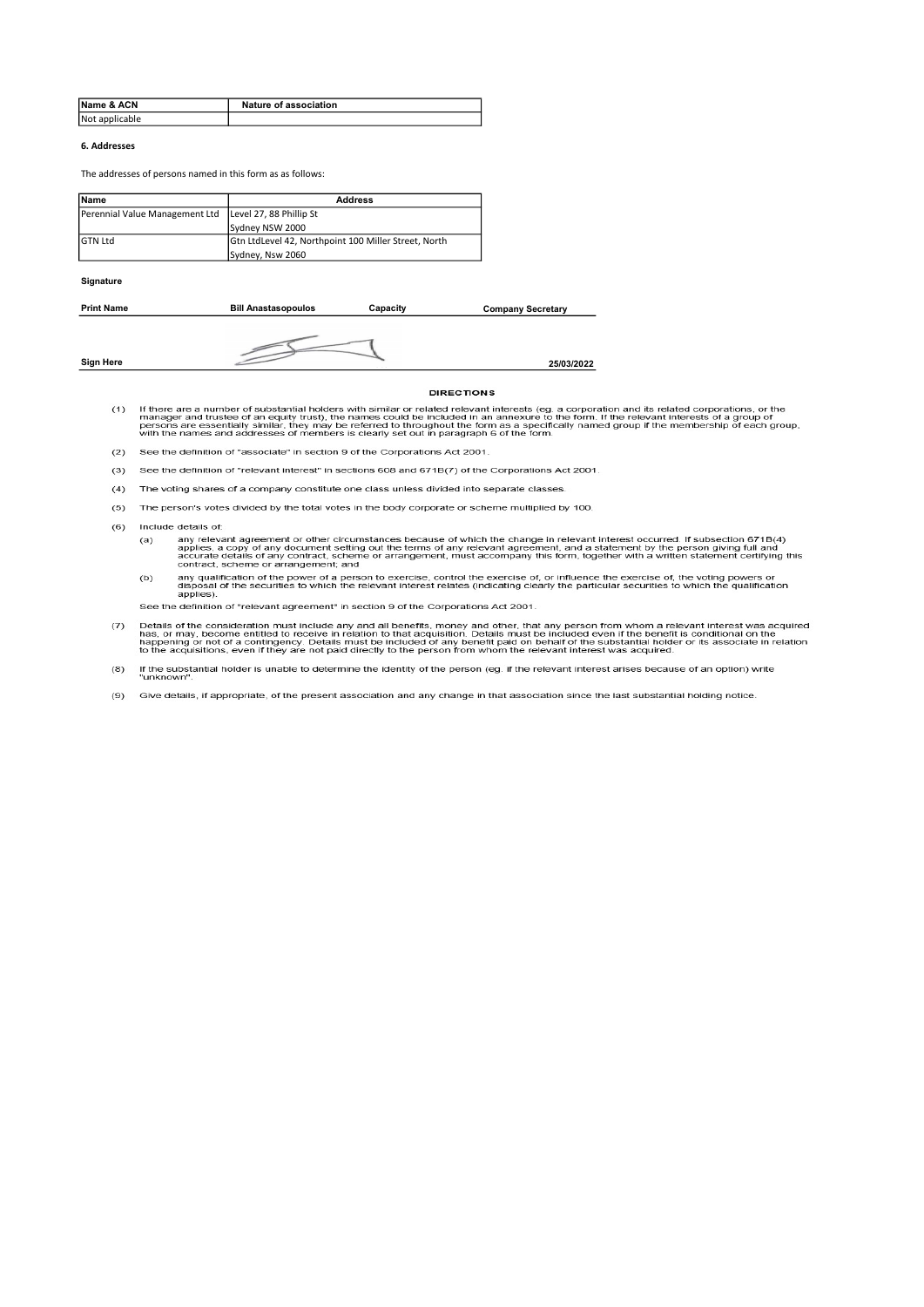| Name & ACN | Nature of association |
| --- | --- |
| Not applicable | |

**6. Addresses**

The addresses of persons named in this form as as follows:

| Name | Address |
| --- | --- |
| Perennial Value Management Ltd | Level 27, 88 Phillip St<br>Sydney NSW 2000 |
| GTN Ltd | Gtn LtdLevel 42, Northpoint 100 Miller Street, North<br>Sydney, Nsw 2060 |

**Signature**

| | | | |
| --- | --- | --- | --- |
| **Print Name** | **Bill Anastasopoulos** | **Capacity** | **Company Secretary** |
| **Sign Here** | | | **25/03/2022** |

**DIRECTIONS**

(1) If there are a number of substantial holders with similar or related relevant interests (eg. a corporation and its related corporations, or the manager and trustee of an equity trust), the names could be included in an annexure to the form. If the relevant interests of a group of persons are essentially similar, they may be referred to throughout the form as a specifically named group if the membership of each group, with the names and addresses of members is clearly set out in paragraph 6 of the form.

(2) See the definition of "associate" in section 9 of the Corporations Act 2001.

(3) See the definition of "relevant interest" in sections 608 and 671B(7) of the Corporations Act 2001.

(4) The voting shares of a company constitute one class unless divided into separate classes.

(5) The person's votes divided by the total votes in the body corporate or scheme multiplied by 100.

(6) Include details of:

(a) any relevant agreement or other circumstances because of which the change in relevant interest occurred. If subsection 671B(4) applies, a copy of any document setting out the terms of any relevant agreement, and a statement by the person giving full and accurate details of any contract, scheme or arrangement, must accompany this form, together with a written statement certifying this contract, scheme or arrangement; and

(b) any qualification of the power of a person to exercise, control the exercise of, or influence the exercise of, the voting powers or disposal of the securities to which the relevant interest relates (indicating clearly the particular securities to which the qualification applies).

See the definition of "relevant agreement" in section 9 of the Corporations Act 2001.

(7) Details of the consideration must include any and all benefits, money and other, that any person from whom a relevant interest was acquired has, or may, become entitled to receive in relation to that acquisition. Details must be included even if the benefit is conditional on the happening or not of a contingency. Details must be included of any benefit paid on behalf of the substantial holder or its associate in relation to the acquisitions, even if they are not paid directly to the person from whom the relevant interest was acquired.

(8) If the substantial holder is unable to determine the identity of the person (eg. if the relevant interest arises because of an option) write "unknown".

(9) Give details, if appropriate, of the present association and any change in that association since the last substantial holding notice.